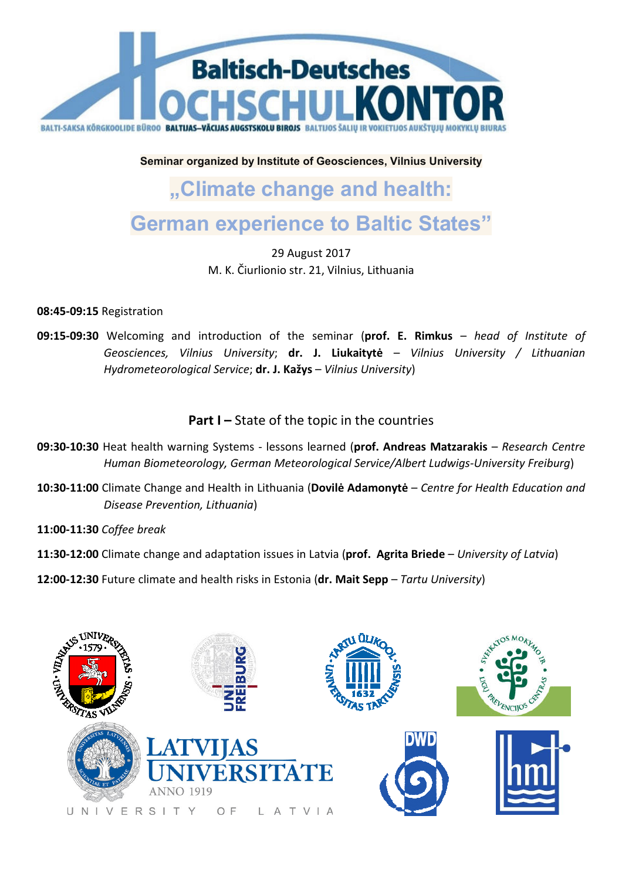Baltisch-Deutsches HOCHSCHULKONTOR

BALTI-SAKSA KÕRGKOOLIDE BÜROO BALTIJAS–VĀCIJAS AUGSTSKOLU BIROJS BALTIJOS ŠALIŲ IR VOKIETIJOS AUKŠTŲJŲ MOKYKLŲ BIURAS

Seminar organized by Institute of Geosciences, Vilnius University

# „Climate change and health: German experience to Baltic States"

29 August 2017
M. K. Čiurlionio str. 21, Vilnius, Lithuania

**08:45-09:15** Registration

**09:15-09:30** Welcoming and introduction of the seminar (**prof. E. Rimkus** – *head of Institute of Geosciences, Vilnius University*; **dr. J. Liukaitytė** – *Vilnius University / Lithuanian Hydrometeorological Service*; **dr. J. Kažys** – *Vilnius University*)

## Part I – State of the topic in the countries

**09:30-10:30** Heat health warning Systems - lessons learned (**prof. Andreas Matzarakis** – *Research Centre Human Biometeorology, German Meteorological Service/Albert Ludwigs-University Freiburg*)

**10:30-11:00** Climate Change and Health in Lithuania (**Dovilė Adamonytė** – *Centre for Health Education and Disease Prevention, Lithuania*)

**11:00-11:30** *Coffee break*

**11:30-12:00** Climate change and adaptation issues in Latvia (**prof. Agrita Briede** – *University of Latvia*)

**12:00-12:30** Future climate and health risks in Estonia (**dr. Mait Sepp** – *Tartu University*)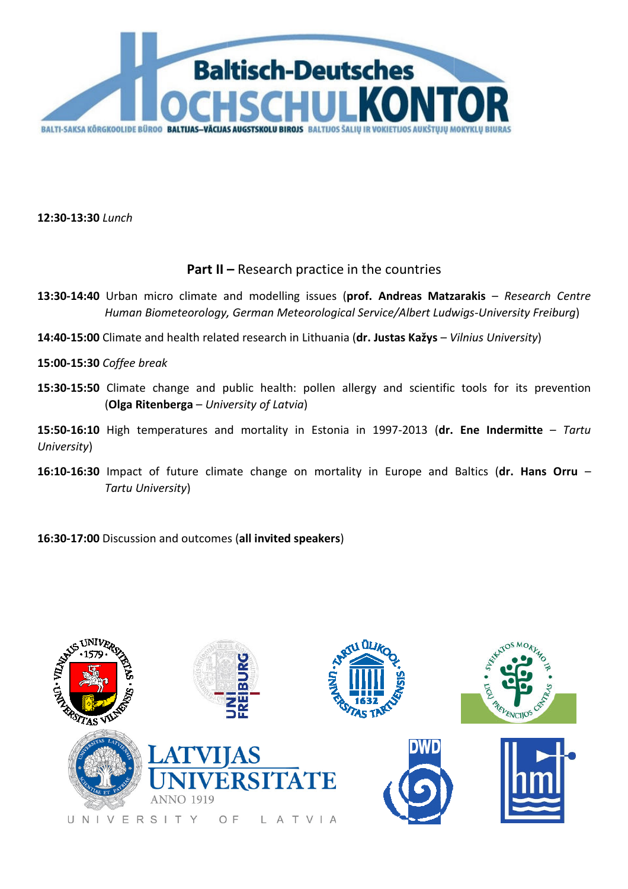**12:30-13:30** *Lunch*

## **Part II –** Research practice in the countries

**13:30-14:40** Urban micro climate and modelling issues (**prof. Andreas Matzarakis** – *Research Centre Human Biometeorology, German Meteorological Service/Albert Ludwigs-University Freiburg*)

**14:40-15:00** Climate and health related research in Lithuania (**dr. Justas Kažys** – *Vilnius University*)

**15:00-15:30** *Coffee break*

**15:30-15:50** Climate change and public health: pollen allergy and scientific tools for its prevention (**Olga Ritenberga** – *University of Latvia*)

**15:50-16:10** High temperatures and mortality in Estonia in 1997-2013 (**dr. Ene Indermitte** – *Tartu University*)

**16:10-16:30** Impact of future climate change on mortality in Europe and Baltics (**dr. Hans Orru** – *Tartu University*)

**16:30-17:00** Discussion and outcomes (**all invited speakers**)